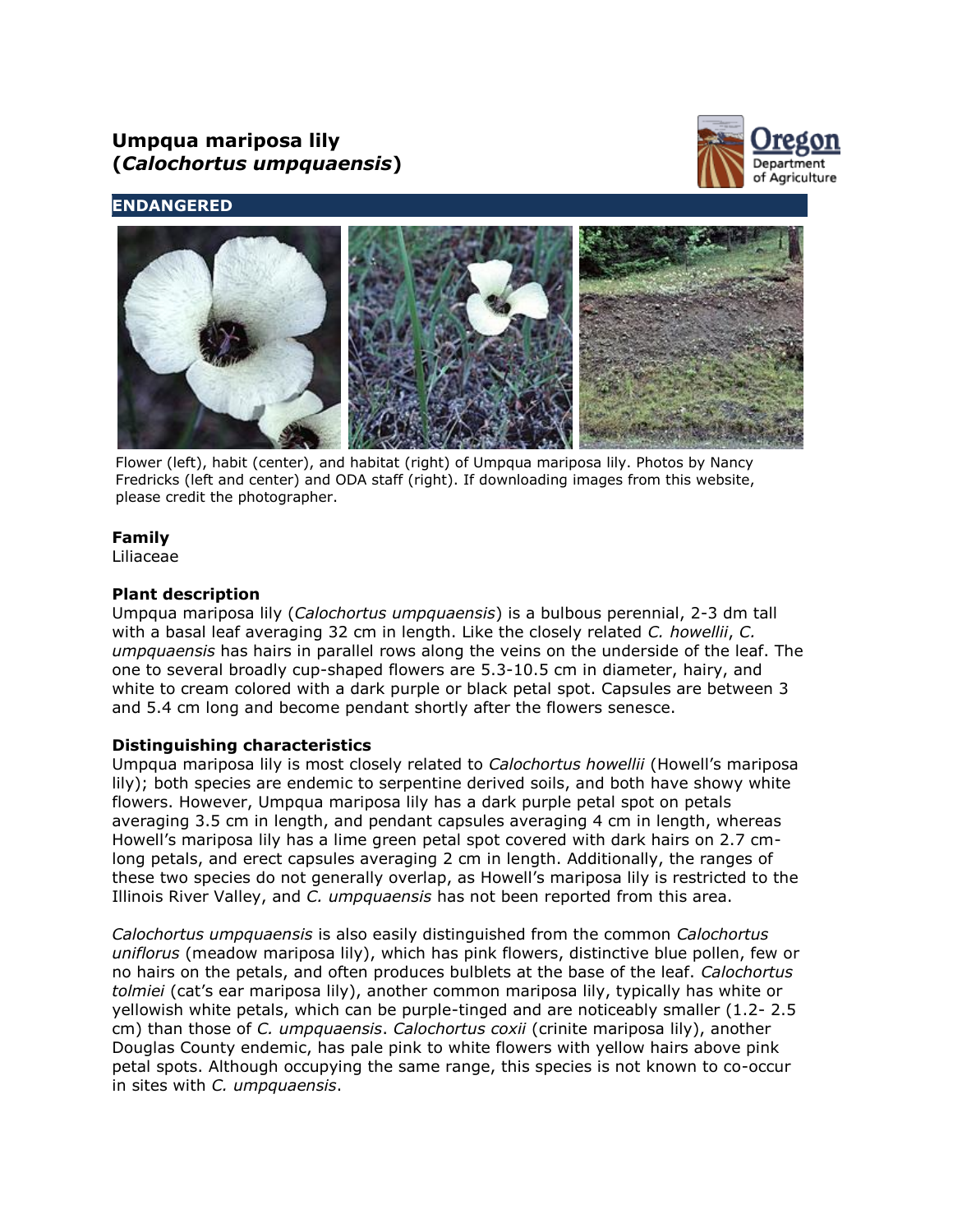# Umpqua mariposa lily (*Calochortus umpquaensis*)

**ENDANGERED**

Flower (left), habit (center), and habitat (right) of Umpqua mariposa lily. Photos by Nancy Fredricks (left and center) and ODA staff (right). If downloading images from this website, please credit the photographer.

### Family

Liliaceae

### Plant description

Umpqua mariposa lily (*Calochortus umpquaensis*) is a bulbous perennial, 2-3 dm tall with a basal leaf averaging 32 cm in length. Like the closely related *C. howellii*, *C. umpquaensis* has hairs in parallel rows along the veins on the underside of the leaf. The one to several broadly cup-shaped flowers are 5.3-10.5 cm in diameter, hairy, and white to cream colored with a dark purple or black petal spot. Capsules are between 3 and 5.4 cm long and become pendant shortly after the flowers senesce.

### Distinguishing characteristics

Umpqua mariposa lily is most closely related to *Calochortus howellii* (Howell's mariposa lily); both species are endemic to serpentine derived soils, and both have showy white flowers. However, Umpqua mariposa lily has a dark purple petal spot on petals averaging 3.5 cm in length, and pendant capsules averaging 4 cm in length, whereas Howell's mariposa lily has a lime green petal spot covered with dark hairs on 2.7 cm-long petals, and erect capsules averaging 2 cm in length. Additionally, the ranges of these two species do not generally overlap, as Howell's mariposa lily is restricted to the Illinois River Valley, and *C. umpquaensis* has not been reported from this area.

*Calochortus umpquaensis* is also easily distinguished from the common *Calochortus uniflorus* (meadow mariposa lily), which has pink flowers, distinctive blue pollen, few or no hairs on the petals, and often produces bulblets at the base of the leaf. *Calochortus tolmiei* (cat's ear mariposa lily), another common mariposa lily, typically has white or yellowish white petals, which can be purple-tinged and are noticeably smaller (1.2- 2.5 cm) than those of *C. umpquaensis*. *Calochortus coxii* (crinite mariposa lily), another Douglas County endemic, has pale pink to white flowers with yellow hairs above pink petal spots. Although occupying the same range, this species is not known to co-occur in sites with *C. umpquaensis*.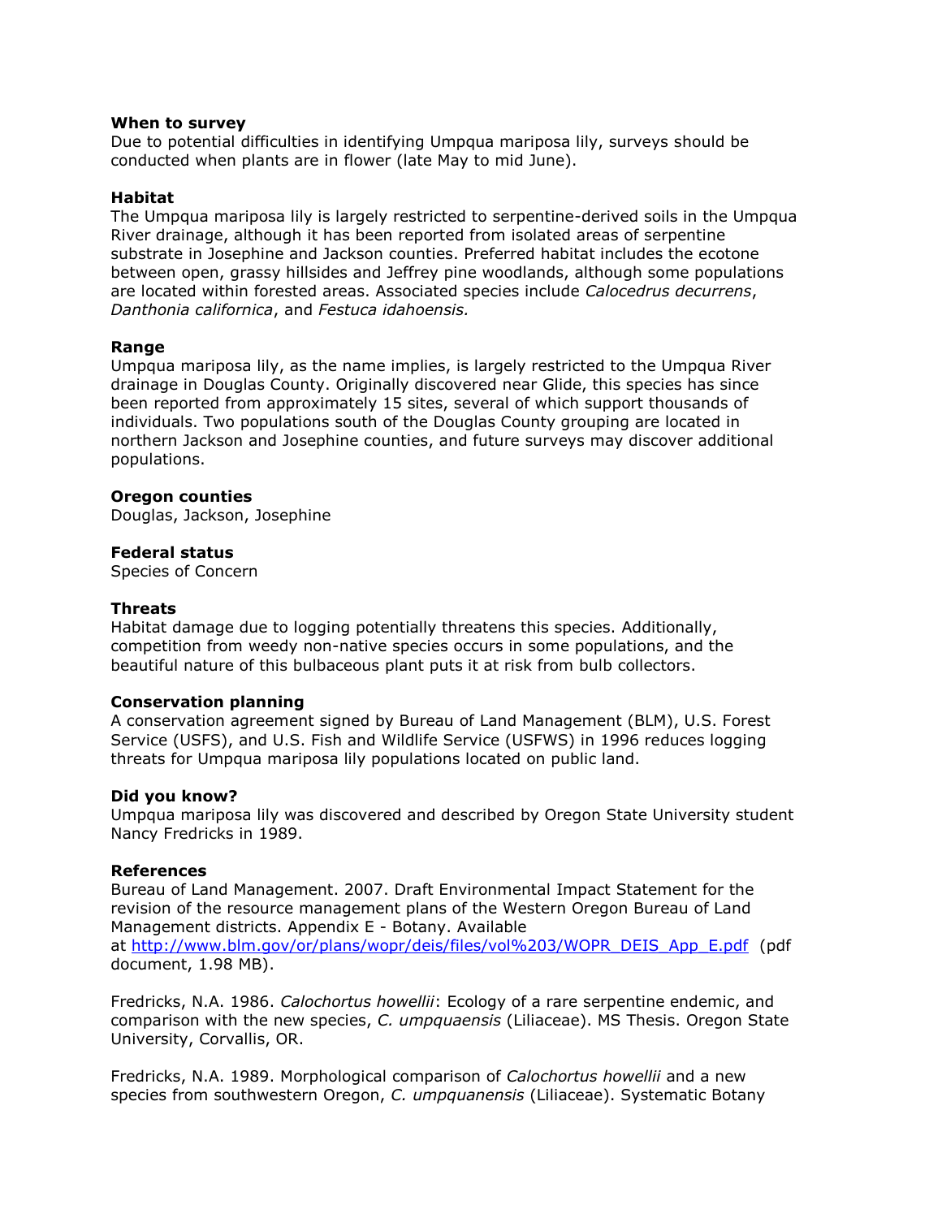### When to survey

Due to potential difficulties in identifying Umpqua mariposa lily, surveys should be conducted when plants are in flower (late May to mid June).

### Habitat

The Umpqua mariposa lily is largely restricted to serpentine-derived soils in the Umpqua River drainage, although it has been reported from isolated areas of serpentine substrate in Josephine and Jackson counties. Preferred habitat includes the ecotone between open, grassy hillsides and Jeffrey pine woodlands, although some populations are located within forested areas. Associated species include *Calocedrus decurrens*, *Danthonia californica*, and *Festuca idahoensis.*

### Range

Umpqua mariposa lily, as the name implies, is largely restricted to the Umpqua River drainage in Douglas County. Originally discovered near Glide, this species has since been reported from approximately 15 sites, several of which support thousands of individuals. Two populations south of the Douglas County grouping are located in northern Jackson and Josephine counties, and future surveys may discover additional populations.

### Oregon counties

Douglas, Jackson, Josephine

### Federal status

Species of Concern

### Threats

Habitat damage due to logging potentially threatens this species. Additionally, competition from weedy non-native species occurs in some populations, and the beautiful nature of this bulbaceous plant puts it at risk from bulb collectors.

### Conservation planning

A conservation agreement signed by Bureau of Land Management (BLM), U.S. Forest Service (USFS), and U.S. Fish and Wildlife Service (USFWS) in 1996 reduces logging threats for Umpqua mariposa lily populations located on public land.

### Did you know?

Umpqua mariposa lily was discovered and described by Oregon State University student Nancy Fredricks in 1989.

### References

Bureau of Land Management. 2007. Draft Environmental Impact Statement for the revision of the resource management plans of the Western Oregon Bureau of Land Management districts. Appendix E - Botany. Available at [http://www.blm.gov/or/plans/wopr/deis/files/vol%203/WOPR_DEIS_App_E.pdf](http://www.blm.gov/or/plans/wopr/deis/files/vol%203/WOPR_DEIS_App_E.pdf) (pdf document, 1.98 MB).

Fredricks, N.A. 1986. *Calochortus howellii*: Ecology of a rare serpentine endemic, and comparison with the new species, *C. umpquaensis* (Liliaceae). MS Thesis. Oregon State University, Corvallis, OR.

Fredricks, N.A. 1989. Morphological comparison of *Calochortus howellii* and a new species from southwestern Oregon, *C. umpquanensis* (Liliaceae). Systematic Botany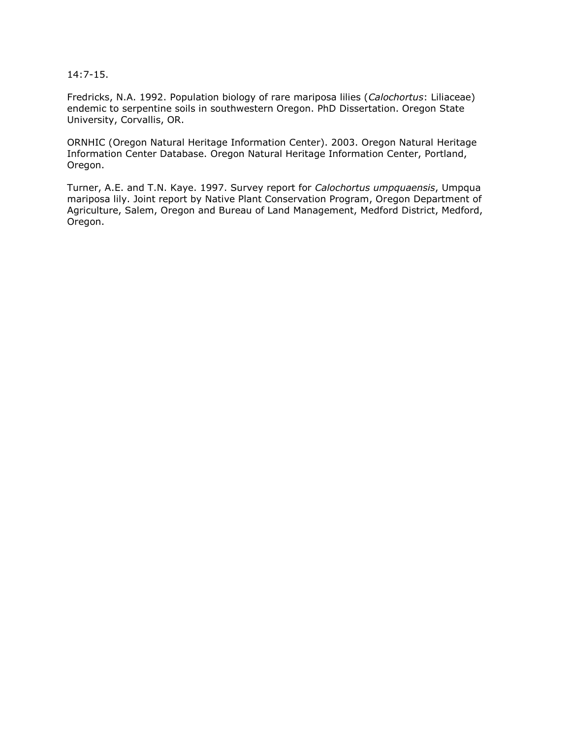14:7-15.

Fredricks, N.A. 1992. Population biology of rare mariposa lilies (*Calochortus*: Liliaceae) endemic to serpentine soils in southwestern Oregon. PhD Dissertation. Oregon State University, Corvallis, OR.

ORNHIC (Oregon Natural Heritage Information Center). 2003. Oregon Natural Heritage Information Center Database. Oregon Natural Heritage Information Center, Portland, Oregon.

Turner, A.E. and T.N. Kaye. 1997. Survey report for *Calochortus umpquaensis*, Umpqua mariposa lily. Joint report by Native Plant Conservation Program, Oregon Department of Agriculture, Salem, Oregon and Bureau of Land Management, Medford District, Medford, Oregon.